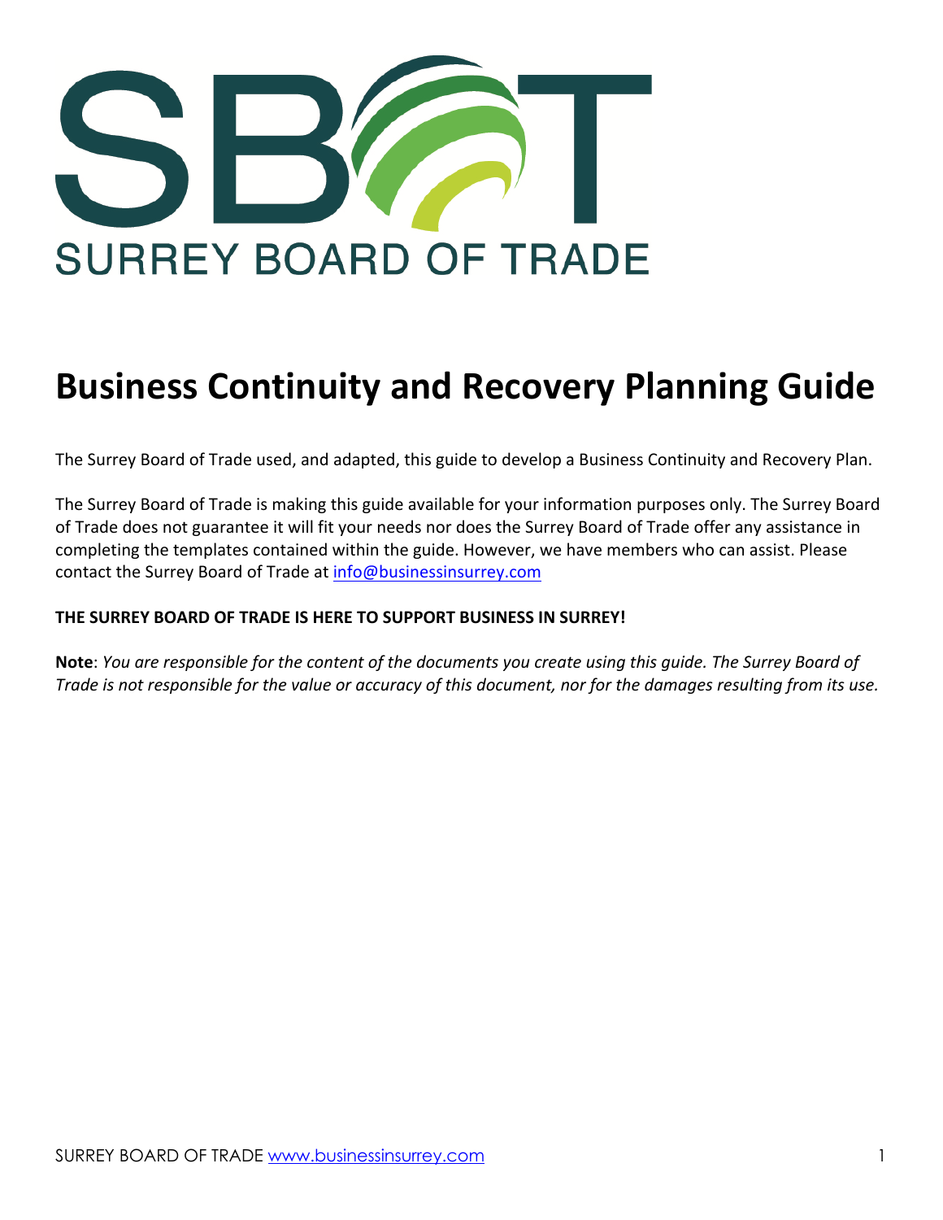SURREY BOARD OF TRADE

# Business Continuity and Recovery Planning Guide

The Surrey Board of Trade used, and adapted, this guide to develop a Business Continuity and Recovery Plan.

The Surrey Board of Trade is making this guide available for your information purposes only. The Surrey Board of Trade does not guarantee it will fit your needs nor does the Surrey Board of Trade offer any assistance in completing the templates contained within the guide. However, we have members who can assist. Please contact the Surrey Board of Trade at info@businessinsurrey.com

**THE SURREY BOARD OF TRADE IS HERE TO SUPPORT BUSINESS IN SURREY!**

**Note**: *You are responsible for the content of the documents you create using this guide. The Surrey Board of Trade is not responsible for the value or accuracy of this document, nor for the damages resulting from its use.*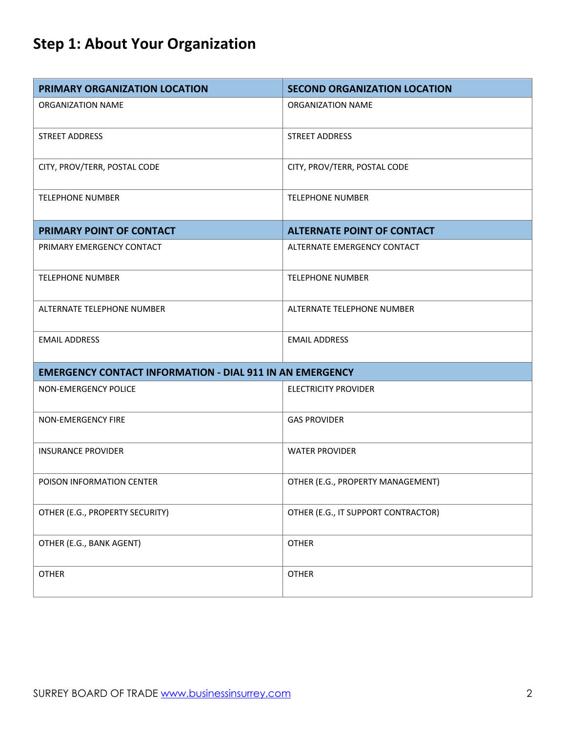## Step 1: About Your Organization

| PRIMARY ORGANIZATION LOCATION | SECOND ORGANIZATION LOCATION |
|---|---|
| ORGANIZATION NAME | ORGANIZATION NAME |
| STREET ADDRESS | STREET ADDRESS |
| CITY, PROV/TERR, POSTAL CODE | CITY, PROV/TERR, POSTAL CODE |
| TELEPHONE NUMBER | TELEPHONE NUMBER |
| **PRIMARY POINT OF CONTACT** | **ALTERNATE POINT OF CONTACT** |
| PRIMARY EMERGENCY CONTACT | ALTERNATE EMERGENCY CONTACT |
| TELEPHONE NUMBER | TELEPHONE NUMBER |
| ALTERNATE TELEPHONE NUMBER | ALTERNATE TELEPHONE NUMBER |
| EMAIL ADDRESS | EMAIL ADDRESS |
| **EMERGENCY CONTACT INFORMATION - DIAL 911 IN AN EMERGENCY** | |
| NON-EMERGENCY POLICE | ELECTRICITY PROVIDER |
| NON-EMERGENCY FIRE | GAS PROVIDER |
| INSURANCE PROVIDER | WATER PROVIDER |
| POISON INFORMATION CENTER | OTHER (E.G., PROPERTY MANAGEMENT) |
| OTHER (E.G., PROPERTY SECURITY) | OTHER (E.G., IT SUPPORT CONTRACTOR) |
| OTHER (E.G., BANK AGENT) | OTHER |
| OTHER | OTHER |

SURREY BOARD OF TRADE www.businessinsurrey.com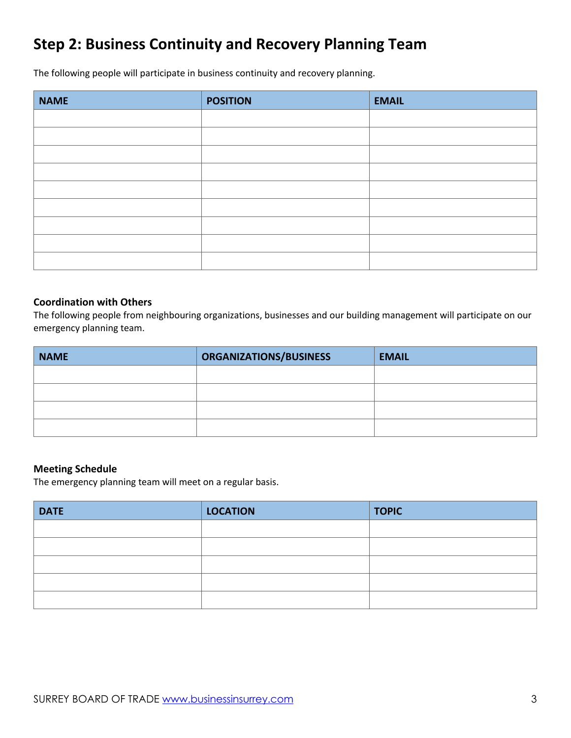## Step 2: Business Continuity and Recovery Planning Team

The following people will participate in business continuity and recovery planning.

| NAME | POSITION | EMAIL |
| --- | --- | --- |
| | | |
| | | |
| | | |
| | | |
| | | |
| | | |
| | | |
| | | |
| | | |

**Coordination with Others**
The following people from neighbouring organizations, businesses and our building management will participate on our emergency planning team.

| NAME | ORGANIZATIONS/BUSINESS | EMAIL |
| --- | --- | --- |
| | | |
| | | |
| | | |
| | | |

**Meeting Schedule**
The emergency planning team will meet on a regular basis.

| DATE | LOCATION | TOPIC |
| --- | --- | --- |
| | | |
| | | |
| | | |
| | | |
| | | |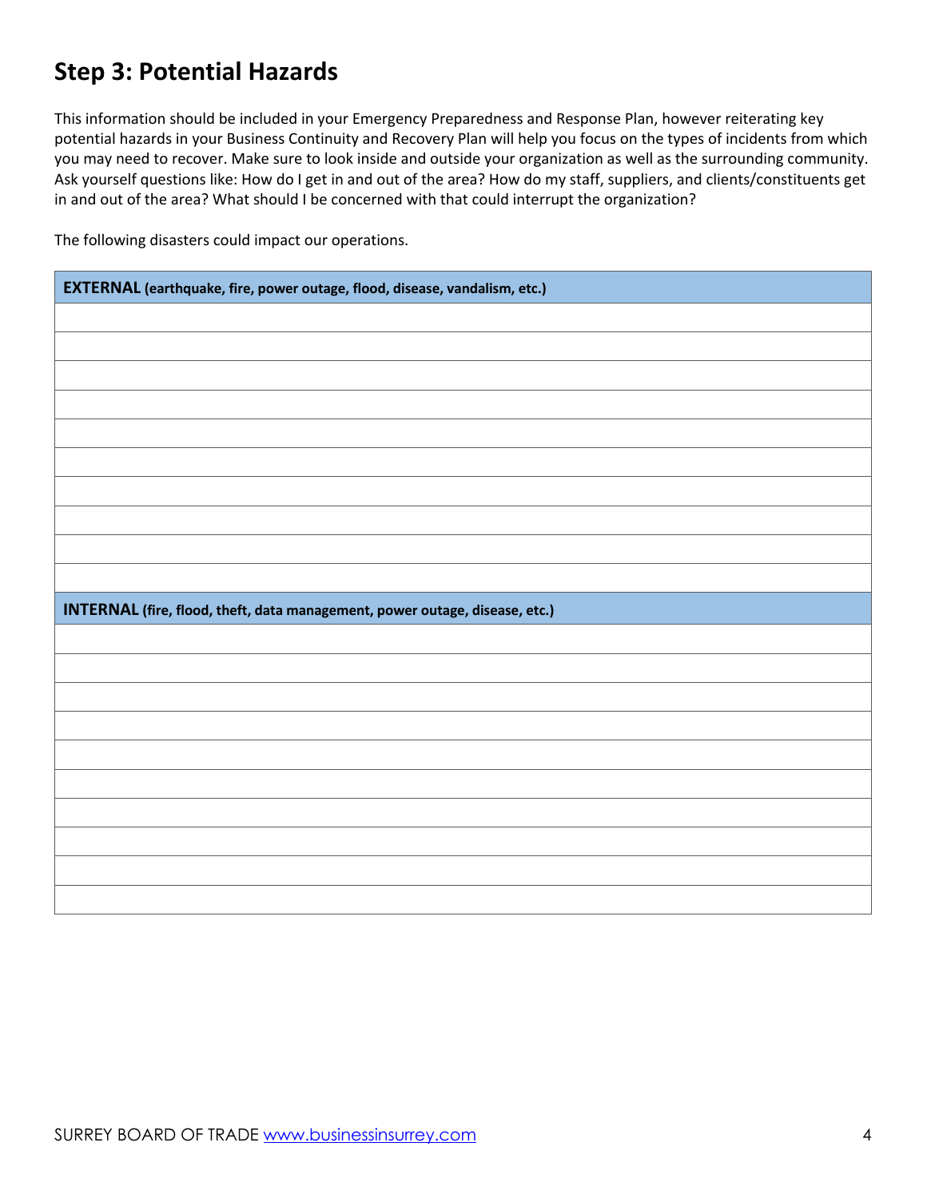## Step 3: Potential Hazards

This information should be included in your Emergency Preparedness and Response Plan, however reiterating key potential hazards in your Business Continuity and Recovery Plan will help you focus on the types of incidents from which you may need to recover. Make sure to look inside and outside your organization as well as the surrounding community. Ask yourself questions like: How do I get in and out of the area? How do my staff, suppliers, and clients/constituents get in and out of the area? What should I be concerned with that could interrupt the organization?

The following disasters could impact our operations.

| **EXTERNAL** (earthquake, fire, power outage, flood, disease, vandalism, etc.) |
| --- |
| |
| |
| |
| |
| |
| |
| |
| |
| |
| |
| **INTERNAL** (fire, flood, theft, data management, power outage, disease, etc.) |
| |
| |
| |
| |
| |
| |
| |
| |
| |
| |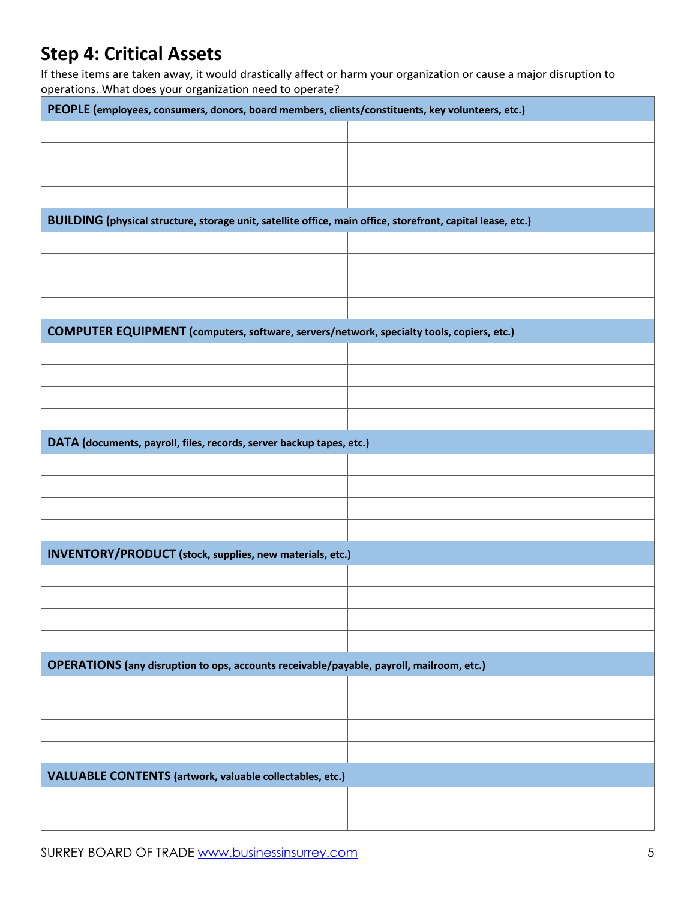## Step 4: Critical Assets

If these items are taken away, it would drastically affect or harm your organization or cause a major disruption to operations. What does your organization need to operate?

| **PEOPLE** (employees, consumers, donors, board members, clients/constituents, key volunteers, etc.) | |
|---|---|
| | |
| | |
| | |
| | |
| **BUILDING** (physical structure, storage unit, satellite office, main office, storefront, capital lease, etc.) | |
| | |
| | |
| | |
| | |
| **COMPUTER EQUIPMENT** (computers, software, servers/network, specialty tools, copiers, etc.) | |
| | |
| | |
| | |
| | |
| **DATA** (documents, payroll, files, records, server backup tapes, etc.) | |
| | |
| | |
| | |
| | |
| **INVENTORY/PRODUCT** (stock, supplies, new materials, etc.) | |
| | |
| | |
| | |
| | |
| **OPERATIONS** (any disruption to ops, accounts receivable/payable, payroll, mailroom, etc.) | |
| | |
| | |
| | |
| | |
| **VALUABLE CONTENTS** (artwork, valuable collectables, etc.) | |
| | |
| | |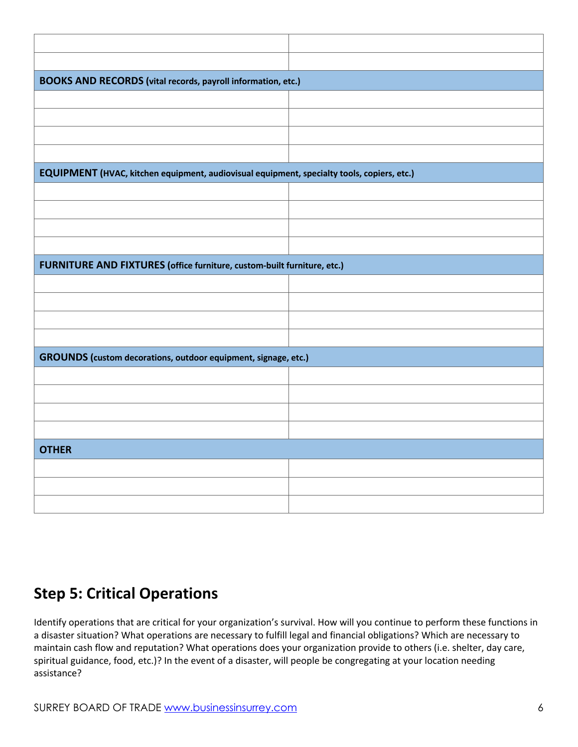| | |
|---|---|
| | |
| | |
| **BOOKS AND RECORDS (vital records, payroll information, etc.)** | |
| | |
| | |
| | |
| | |
| **EQUIPMENT (HVAC, kitchen equipment, audiovisual equipment, specialty tools, copiers, etc.)** | |
| | |
| | |
| | |
| | |
| **FURNITURE AND FIXTURES (office furniture, custom-built furniture, etc.)** | |
| | |
| | |
| | |
| | |
| **GROUNDS (custom decorations, outdoor equipment, signage, etc.)** | |
| | |
| | |
| | |
| | |
| **OTHER** | |
| | |
| | |
| | |

## Step 5: Critical Operations

Identify operations that are critical for your organization's survival. How will you continue to perform these functions in a disaster situation? What operations are necessary to fulfill legal and financial obligations? Which are necessary to maintain cash flow and reputation? What operations does your organization provide to others (i.e. shelter, day care, spiritual guidance, food, etc.)? In the event of a disaster, will people be congregating at your location needing assistance?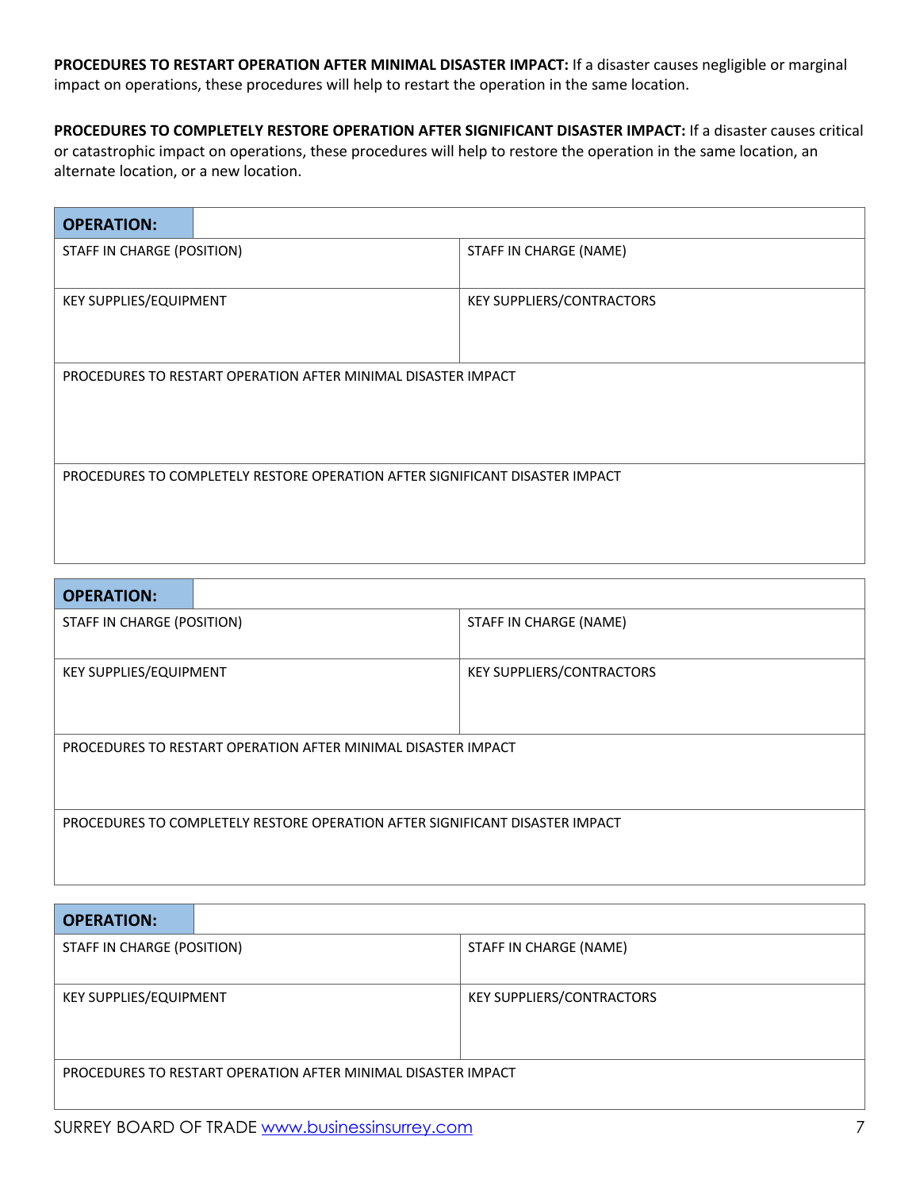**PROCEDURES TO RESTART OPERATION AFTER MINIMAL DISASTER IMPACT:** If a disaster causes negligible or marginal impact on operations, these procedures will help to restart the operation in the same location.

**PROCEDURES TO COMPLETELY RESTORE OPERATION AFTER SIGNIFICANT DISASTER IMPACT:** If a disaster causes critical or catastrophic impact on operations, these procedures will help to restore the operation in the same location, an alternate location, or a new location.

| **OPERATION:** | |
|---|---|
| STAFF IN CHARGE (POSITION) | STAFF IN CHARGE (NAME) |
| KEY SUPPLIES/EQUIPMENT | KEY SUPPLIERS/CONTRACTORS |
| PROCEDURES TO RESTART OPERATION AFTER MINIMAL DISASTER IMPACT | |
| PROCEDURES TO COMPLETELY RESTORE OPERATION AFTER SIGNIFICANT DISASTER IMPACT | |

| **OPERATION:** | |
|---|---|
| STAFF IN CHARGE (POSITION) | STAFF IN CHARGE (NAME) |
| KEY SUPPLIES/EQUIPMENT | KEY SUPPLIERS/CONTRACTORS |
| PROCEDURES TO RESTART OPERATION AFTER MINIMAL DISASTER IMPACT | |
| PROCEDURES TO COMPLETELY RESTORE OPERATION AFTER SIGNIFICANT DISASTER IMPACT | |

| **OPERATION:** | |
|---|---|
| STAFF IN CHARGE (POSITION) | STAFF IN CHARGE (NAME) |
| KEY SUPPLIES/EQUIPMENT | KEY SUPPLIERS/CONTRACTORS |
| PROCEDURES TO RESTART OPERATION AFTER MINIMAL DISASTER IMPACT | |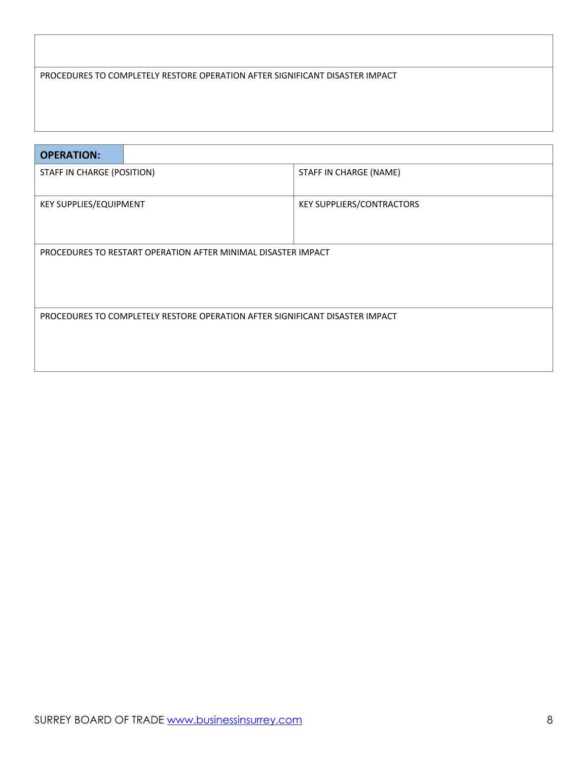| |
|---|
| |
| PROCEDURES TO COMPLETELY RESTORE OPERATION AFTER SIGNIFICANT DISASTER IMPACT |

| **OPERATION:** | |
|---|---|
| STAFF IN CHARGE (POSITION) | STAFF IN CHARGE (NAME) |
| KEY SUPPLIES/EQUIPMENT | KEY SUPPLIERS/CONTRACTORS |
| PROCEDURES TO RESTART OPERATION AFTER MINIMAL DISASTER IMPACT | |
| PROCEDURES TO COMPLETELY RESTORE OPERATION AFTER SIGNIFICANT DISASTER IMPACT | |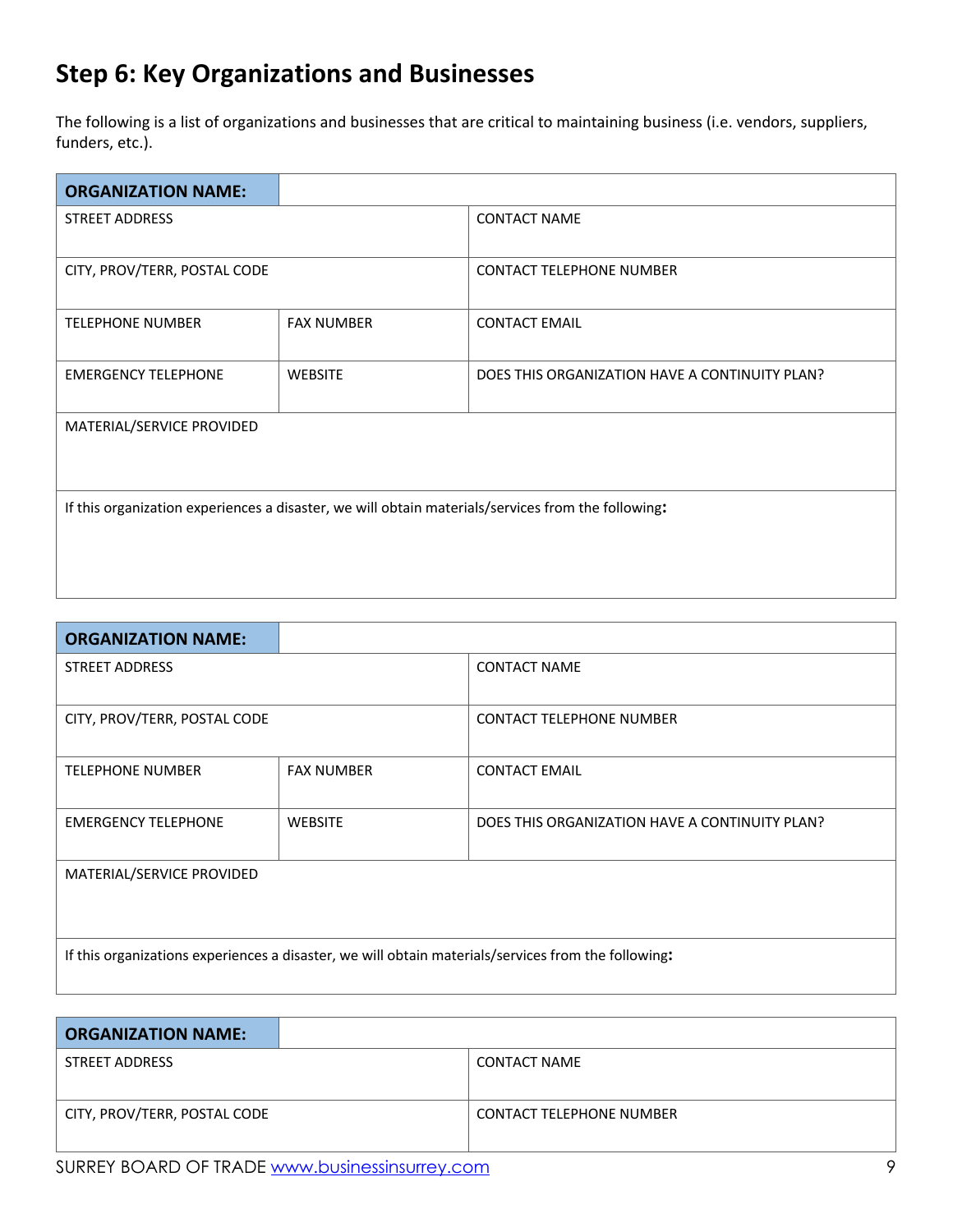## Step 6: Key Organizations and Businesses

The following is a list of organizations and businesses that are critical to maintaining business (i.e. vendors, suppliers, funders, etc.).

| **ORGANIZATION NAME:** | | |
|---|---|---|
| STREET ADDRESS | | CONTACT NAME |
| CITY, PROV/TERR, POSTAL CODE | | CONTACT TELEPHONE NUMBER |
| TELEPHONE NUMBER | FAX NUMBER | CONTACT EMAIL |
| EMERGENCY TELEPHONE | WEBSITE | DOES THIS ORGANIZATION HAVE A CONTINUITY PLAN? |
| MATERIAL/SERVICE PROVIDED | | |
| If this organization experiences a disaster, we will obtain materials/services from the following**:** | | |

| **ORGANIZATION NAME:** | | |
|---|---|---|
| STREET ADDRESS | | CONTACT NAME |
| CITY, PROV/TERR, POSTAL CODE | | CONTACT TELEPHONE NUMBER |
| TELEPHONE NUMBER | FAX NUMBER | CONTACT EMAIL |
| EMERGENCY TELEPHONE | WEBSITE | DOES THIS ORGANIZATION HAVE A CONTINUITY PLAN? |
| MATERIAL/SERVICE PROVIDED | | |
| If this organizations experiences a disaster, we will obtain materials/services from the following**:** | | |

| **ORGANIZATION NAME:** | | |
|---|---|---|
| STREET ADDRESS | | CONTACT NAME |
| CITY, PROV/TERR, POSTAL CODE | | CONTACT TELEPHONE NUMBER |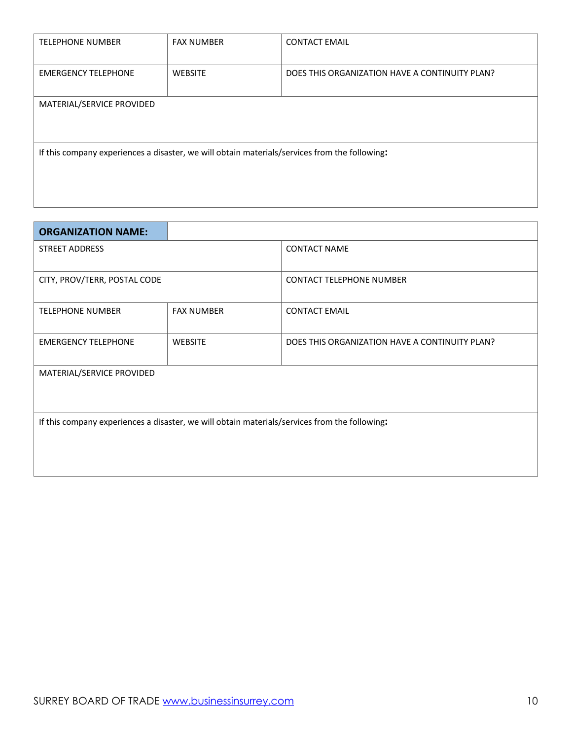| TELEPHONE NUMBER | FAX NUMBER | CONTACT EMAIL |
|---|---|---|
| EMERGENCY TELEPHONE | WEBSITE | DOES THIS ORGANIZATION HAVE A CONTINUITY PLAN? |
| MATERIAL/SERVICE PROVIDED | | |
| If this company experiences a disaster, we will obtain materials/services from the following: | | |

| **ORGANIZATION NAME:** | | |
|---|---|---|
| STREET ADDRESS | | CONTACT NAME |
| CITY, PROV/TERR, POSTAL CODE | | CONTACT TELEPHONE NUMBER |
| TELEPHONE NUMBER | FAX NUMBER | CONTACT EMAIL |
| EMERGENCY TELEPHONE | WEBSITE | DOES THIS ORGANIZATION HAVE A CONTINUITY PLAN? |
| MATERIAL/SERVICE PROVIDED | | |
| If this company experiences a disaster, we will obtain materials/services from the following: | | |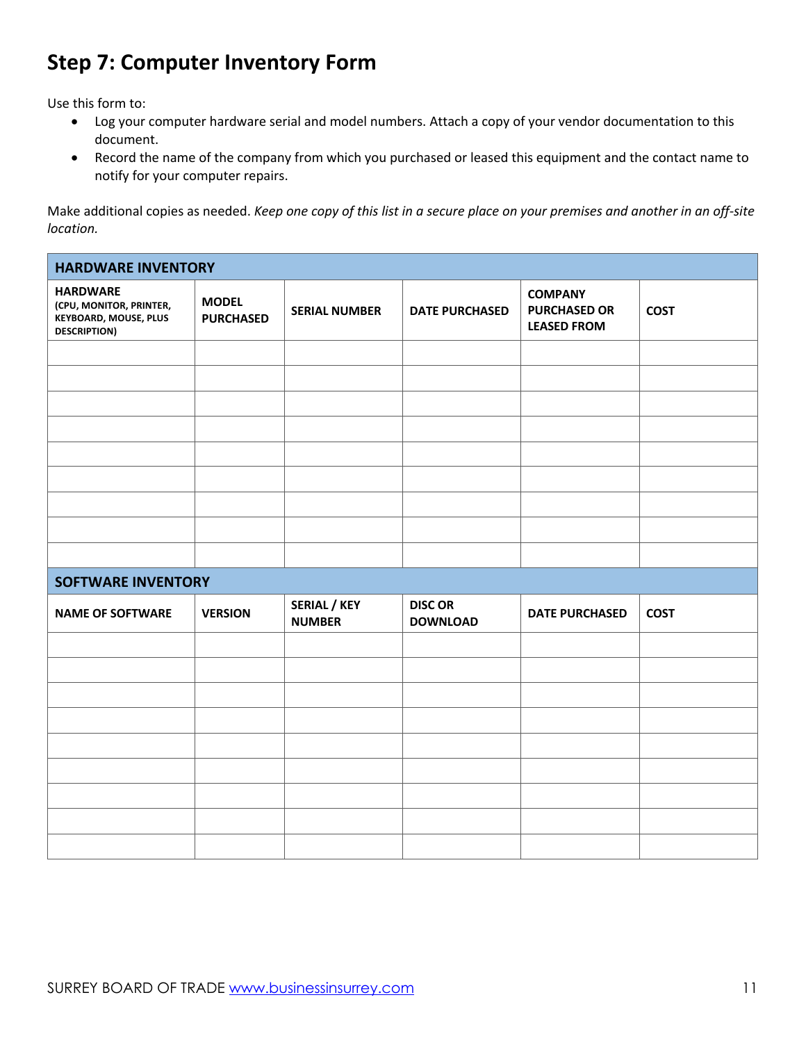## Step 7: Computer Inventory Form

Use this form to:

- Log your computer hardware serial and model numbers. Attach a copy of your vendor documentation to this document.
- Record the name of the company from which you purchased or leased this equipment and the contact name to notify for your computer repairs.

Make additional copies as needed. *Keep one copy of this list in a secure place on your premises and another in an off-site location.*

| **HARDWARE INVENTORY** | | | | | |
|---|---|---|---|---|---|
| **HARDWARE** (CPU, MONITOR, PRINTER, KEYBOARD, MOUSE, PLUS DESCRIPTION) | **MODEL PURCHASED** | **SERIAL NUMBER** | **DATE PURCHASED** | **COMPANY PURCHASED OR LEASED FROM** | **COST** |
| | | | | | |
| | | | | | |
| | | | | | |
| | | | | | |
| | | | | | |
| | | | | | |
| | | | | | |
| | | | | | |
| | | | | | |

| **SOFTWARE INVENTORY** | | | | | |
|---|---|---|---|---|---|
| **NAME OF SOFTWARE** | **VERSION** | **SERIAL / KEY NUMBER** | **DISC OR DOWNLOAD** | **DATE PURCHASED** | **COST** |
| | | | | | |
| | | | | | |
| | | | | | |
| | | | | | |
| | | | | | |
| | | | | | |
| | | | | | |
| | | | | | |
| | | | | | |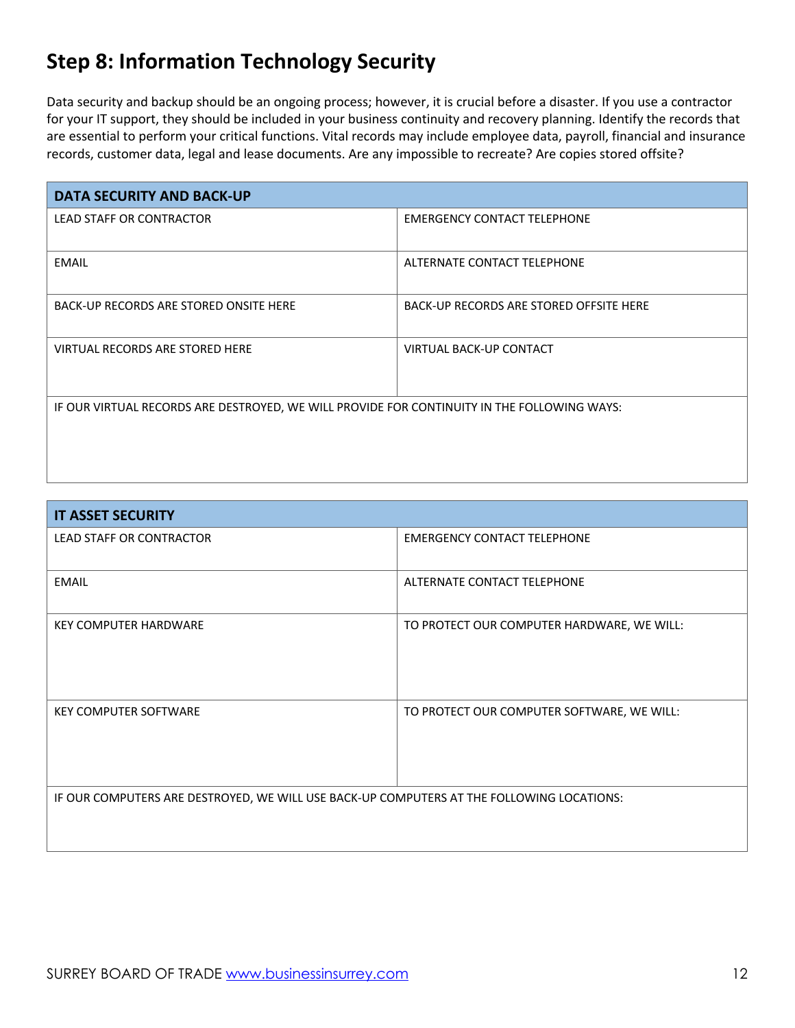## Step 8: Information Technology Security

Data security and backup should be an ongoing process; however, it is crucial before a disaster. If you use a contractor for your IT support, they should be included in your business continuity and recovery planning. Identify the records that are essential to perform your critical functions. Vital records may include employee data, payroll, financial and insurance records, customer data, legal and lease documents. Are any impossible to recreate? Are copies stored offsite?

| **DATA SECURITY AND BACK-UP** | |
|---|---|
| LEAD STAFF OR CONTRACTOR | EMERGENCY CONTACT TELEPHONE |
| EMAIL | ALTERNATE CONTACT TELEPHONE |
| BACK-UP RECORDS ARE STORED ONSITE HERE | BACK-UP RECORDS ARE STORED OFFSITE HERE |
| VIRTUAL RECORDS ARE STORED HERE | VIRTUAL BACK-UP CONTACT |
| IF OUR VIRTUAL RECORDS ARE DESTROYED, WE WILL PROVIDE FOR CONTINUITY IN THE FOLLOWING WAYS: | |

| **IT ASSET SECURITY** | |
|---|---|
| LEAD STAFF OR CONTRACTOR | EMERGENCY CONTACT TELEPHONE |
| EMAIL | ALTERNATE CONTACT TELEPHONE |
| KEY COMPUTER HARDWARE | TO PROTECT OUR COMPUTER HARDWARE, WE WILL: |
| KEY COMPUTER SOFTWARE | TO PROTECT OUR COMPUTER SOFTWARE, WE WILL: |
| IF OUR COMPUTERS ARE DESTROYED, WE WILL USE BACK-UP COMPUTERS AT THE FOLLOWING LOCATIONS: | |

SURREY BOARD OF TRADE www.businessinsurrey.com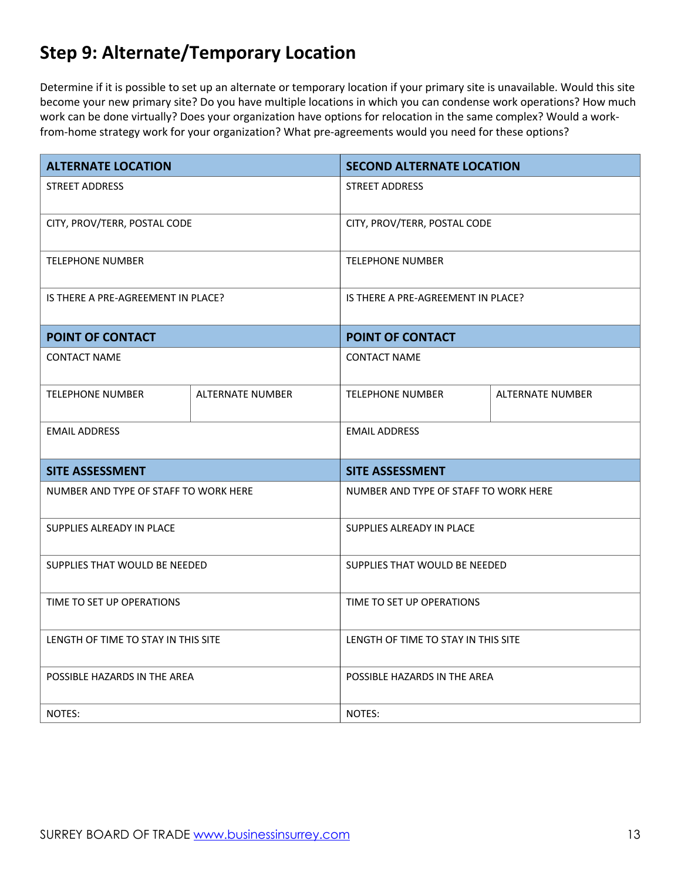## Step 9: Alternate/Temporary Location

Determine if it is possible to set up an alternate or temporary location if your primary site is unavailable. Would this site become your new primary site? Do you have multiple locations in which you can condense work operations? How much work can be done virtually? Does your organization have options for relocation in the same complex? Would a work-from-home strategy work for your organization? What pre-agreements would you need for these options?

| **ALTERNATE LOCATION** | | **SECOND ALTERNATE LOCATION** | |
|---|---|---|---|
| STREET ADDRESS | | STREET ADDRESS | |
| CITY, PROV/TERR, POSTAL CODE | | CITY, PROV/TERR, POSTAL CODE | |
| TELEPHONE NUMBER | | TELEPHONE NUMBER | |
| IS THERE A PRE-AGREEMENT IN PLACE? | | IS THERE A PRE-AGREEMENT IN PLACE? | |
| **POINT OF CONTACT** | | **POINT OF CONTACT** | |
| CONTACT NAME | | CONTACT NAME | |
| TELEPHONE NUMBER | ALTERNATE NUMBER | TELEPHONE NUMBER | ALTERNATE NUMBER |
| EMAIL ADDRESS | | EMAIL ADDRESS | |
| **SITE ASSESSMENT** | | **SITE ASSESSMENT** | |
| NUMBER AND TYPE OF STAFF TO WORK HERE | | NUMBER AND TYPE OF STAFF TO WORK HERE | |
| SUPPLIES ALREADY IN PLACE | | SUPPLIES ALREADY IN PLACE | |
| SUPPLIES THAT WOULD BE NEEDED | | SUPPLIES THAT WOULD BE NEEDED | |
| TIME TO SET UP OPERATIONS | | TIME TO SET UP OPERATIONS | |
| LENGTH OF TIME TO STAY IN THIS SITE | | LENGTH OF TIME TO STAY IN THIS SITE | |
| POSSIBLE HAZARDS IN THE AREA | | POSSIBLE HAZARDS IN THE AREA | |
| NOTES: | | NOTES: | |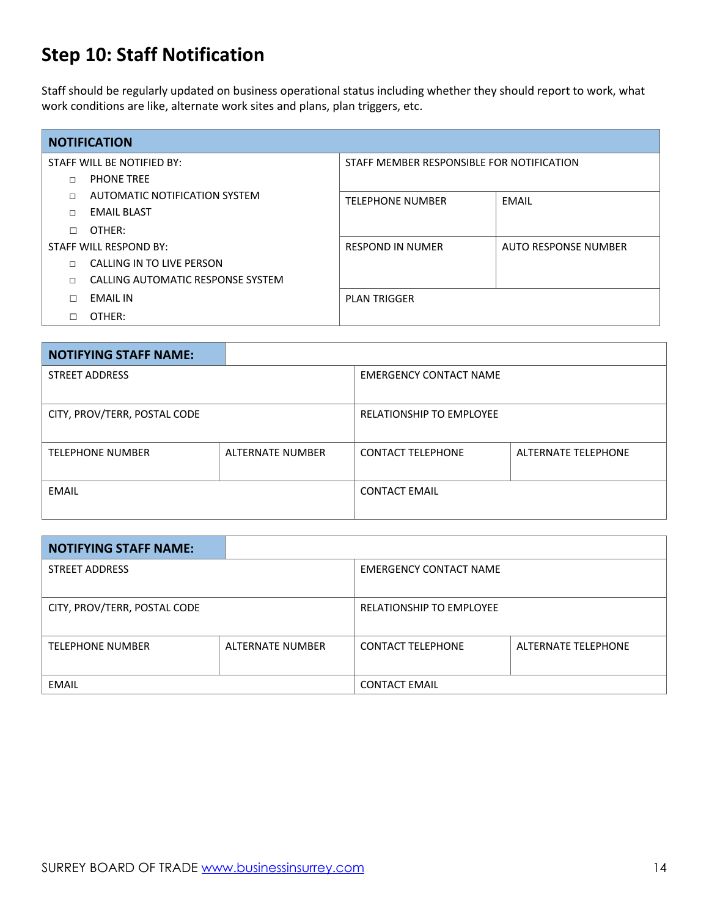## Step 10: Staff Notification

Staff should be regularly updated on business operational status including whether they should report to work, what work conditions are like, alternate work sites and plans, plan triggers, etc.

| NOTIFICATION | | |
|---|---|---|
| STAFF WILL BE NOTIFIED BY:<br>□ PHONE TREE<br>□ AUTOMATIC NOTIFICATION SYSTEM<br>□ EMAIL BLAST<br>□ OTHER: | STAFF MEMBER RESPONSIBLE FOR NOTIFICATION | |
| | TELEPHONE NUMBER | EMAIL |
| STAFF WILL RESPOND BY:<br>□ CALLING IN TO LIVE PERSON<br>□ CALLING AUTOMATIC RESPONSE SYSTEM<br>□ EMAIL IN<br>□ OTHER: | RESPOND IN NUMER | AUTO RESPONSE NUMBER |
| | PLAN TRIGGER | |

| NOTIFYING STAFF NAME: | | | |
|---|---|---|---|
| STREET ADDRESS | | EMERGENCY CONTACT NAME | |
| CITY, PROV/TERR, POSTAL CODE | | RELATIONSHIP TO EMPLOYEE | |
| TELEPHONE NUMBER | ALTERNATE NUMBER | CONTACT TELEPHONE | ALTERNATE TELEPHONE |
| EMAIL | | CONTACT EMAIL | |

| NOTIFYING STAFF NAME: | | | |
|---|---|---|---|
| STREET ADDRESS | | EMERGENCY CONTACT NAME | |
| CITY, PROV/TERR, POSTAL CODE | | RELATIONSHIP TO EMPLOYEE | |
| TELEPHONE NUMBER | ALTERNATE NUMBER | CONTACT TELEPHONE | ALTERNATE TELEPHONE |
| EMAIL | | CONTACT EMAIL | |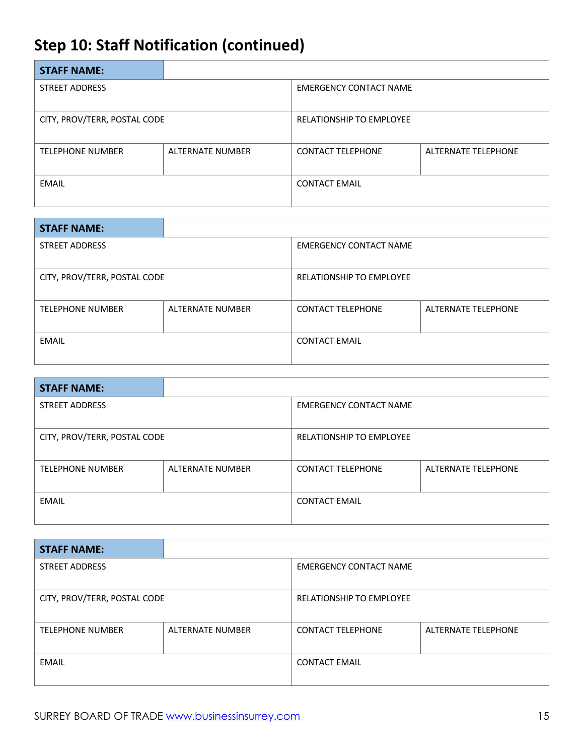## Step 10: Staff Notification (continued)

| **STAFF NAME:** | | | |
|---|---|---|---|
| STREET ADDRESS | | EMERGENCY CONTACT NAME | |
| CITY, PROV/TERR, POSTAL CODE | | RELATIONSHIP TO EMPLOYEE | |
| TELEPHONE NUMBER | ALTERNATE NUMBER | CONTACT TELEPHONE | ALTERNATE TELEPHONE |
| EMAIL | | CONTACT EMAIL | |

| **STAFF NAME:** | | | |
|---|---|---|---|
| STREET ADDRESS | | EMERGENCY CONTACT NAME | |
| CITY, PROV/TERR, POSTAL CODE | | RELATIONSHIP TO EMPLOYEE | |
| TELEPHONE NUMBER | ALTERNATE NUMBER | CONTACT TELEPHONE | ALTERNATE TELEPHONE |
| EMAIL | | CONTACT EMAIL | |

| **STAFF NAME:** | | | |
|---|---|---|---|
| STREET ADDRESS | | EMERGENCY CONTACT NAME | |
| CITY, PROV/TERR, POSTAL CODE | | RELATIONSHIP TO EMPLOYEE | |
| TELEPHONE NUMBER | ALTERNATE NUMBER | CONTACT TELEPHONE | ALTERNATE TELEPHONE |
| EMAIL | | CONTACT EMAIL | |

| **STAFF NAME:** | | | |
|---|---|---|---|
| STREET ADDRESS | | EMERGENCY CONTACT NAME | |
| CITY, PROV/TERR, POSTAL CODE | | RELATIONSHIP TO EMPLOYEE | |
| TELEPHONE NUMBER | ALTERNATE NUMBER | CONTACT TELEPHONE | ALTERNATE TELEPHONE |
| EMAIL | | CONTACT EMAIL | |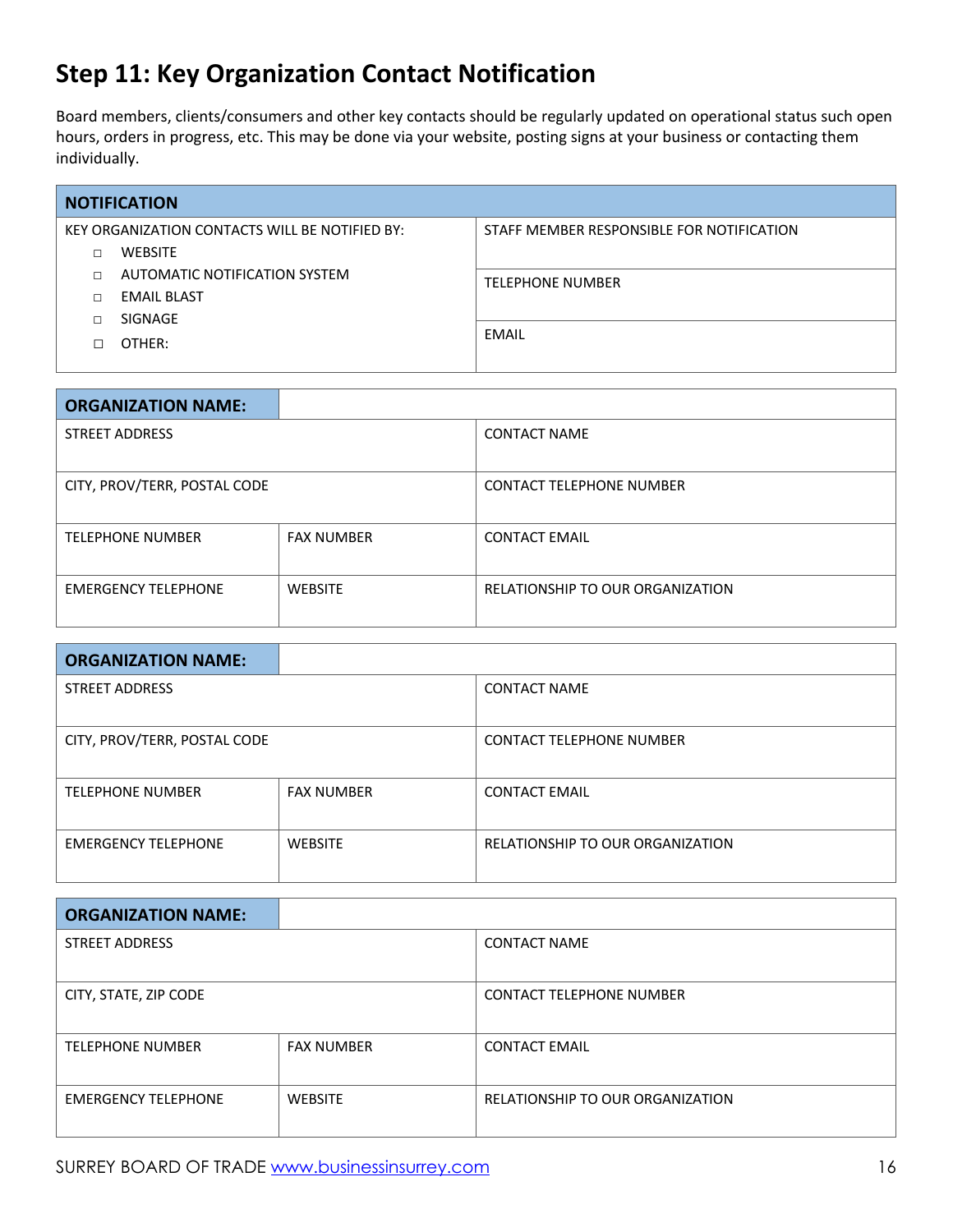## Step 11: Key Organization Contact Notification

Board members, clients/consumers and other key contacts should be regularly updated on operational status such open hours, orders in progress, etc. This may be done via your website, posting signs at your business or contacting them individually.

| NOTIFICATION | |
|---|---|
| KEY ORGANIZATION CONTACTS WILL BE NOTIFIED BY:<br>☐ WEBSITE<br>☐ AUTOMATIC NOTIFICATION SYSTEM<br>☐ EMAIL BLAST<br>☐ SIGNAGE<br>☐ OTHER: | STAFF MEMBER RESPONSIBLE FOR NOTIFICATION<br><br>TELEPHONE NUMBER<br><br>EMAIL |

| ORGANIZATION NAME: | | |
|---|---|---|
| STREET ADDRESS | | CONTACT NAME |
| CITY, PROV/TERR, POSTAL CODE | | CONTACT TELEPHONE NUMBER |
| TELEPHONE NUMBER | FAX NUMBER | CONTACT EMAIL |
| EMERGENCY TELEPHONE | WEBSITE | RELATIONSHIP TO OUR ORGANIZATION |

| ORGANIZATION NAME: | | |
|---|---|---|
| STREET ADDRESS | | CONTACT NAME |
| CITY, PROV/TERR, POSTAL CODE | | CONTACT TELEPHONE NUMBER |
| TELEPHONE NUMBER | FAX NUMBER | CONTACT EMAIL |
| EMERGENCY TELEPHONE | WEBSITE | RELATIONSHIP TO OUR ORGANIZATION |

| ORGANIZATION NAME: | | |
|---|---|---|
| STREET ADDRESS | | CONTACT NAME |
| CITY, STATE, ZIP CODE | | CONTACT TELEPHONE NUMBER |
| TELEPHONE NUMBER | FAX NUMBER | CONTACT EMAIL |
| EMERGENCY TELEPHONE | WEBSITE | RELATIONSHIP TO OUR ORGANIZATION |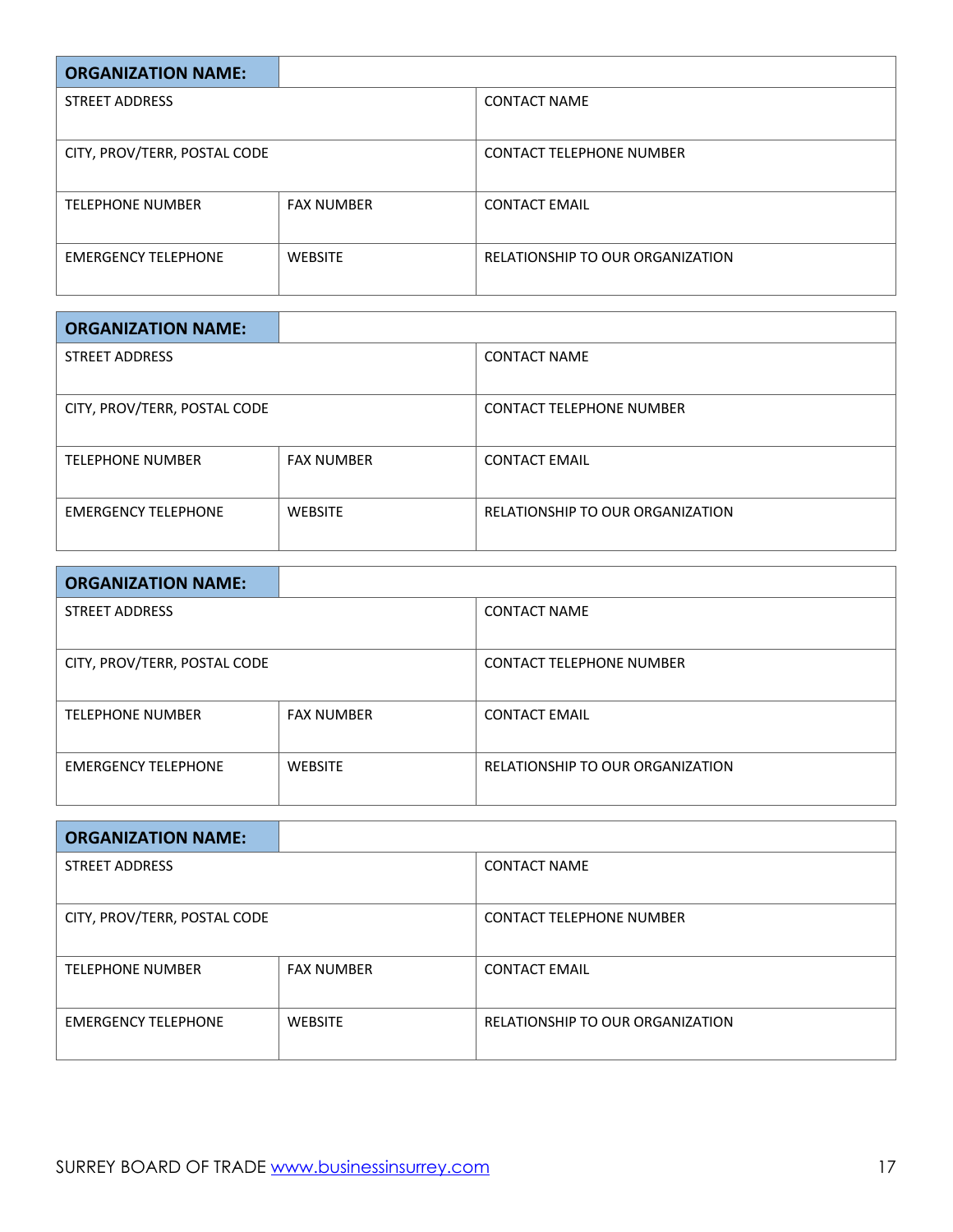| ORGANIZATION NAME: | | |
|---|---|---|
| STREET ADDRESS | | CONTACT NAME |
| CITY, PROV/TERR, POSTAL CODE | | CONTACT TELEPHONE NUMBER |
| TELEPHONE NUMBER | FAX NUMBER | CONTACT EMAIL |
| EMERGENCY TELEPHONE | WEBSITE | RELATIONSHIP TO OUR ORGANIZATION |

| ORGANIZATION NAME: | | |
|---|---|---|
| STREET ADDRESS | | CONTACT NAME |
| CITY, PROV/TERR, POSTAL CODE | | CONTACT TELEPHONE NUMBER |
| TELEPHONE NUMBER | FAX NUMBER | CONTACT EMAIL |
| EMERGENCY TELEPHONE | WEBSITE | RELATIONSHIP TO OUR ORGANIZATION |

| ORGANIZATION NAME: | | |
|---|---|---|
| STREET ADDRESS | | CONTACT NAME |
| CITY, PROV/TERR, POSTAL CODE | | CONTACT TELEPHONE NUMBER |
| TELEPHONE NUMBER | FAX NUMBER | CONTACT EMAIL |
| EMERGENCY TELEPHONE | WEBSITE | RELATIONSHIP TO OUR ORGANIZATION |

| ORGANIZATION NAME: | | |
|---|---|---|
| STREET ADDRESS | | CONTACT NAME |
| CITY, PROV/TERR, POSTAL CODE | | CONTACT TELEPHONE NUMBER |
| TELEPHONE NUMBER | FAX NUMBER | CONTACT EMAIL |
| EMERGENCY TELEPHONE | WEBSITE | RELATIONSHIP TO OUR ORGANIZATION |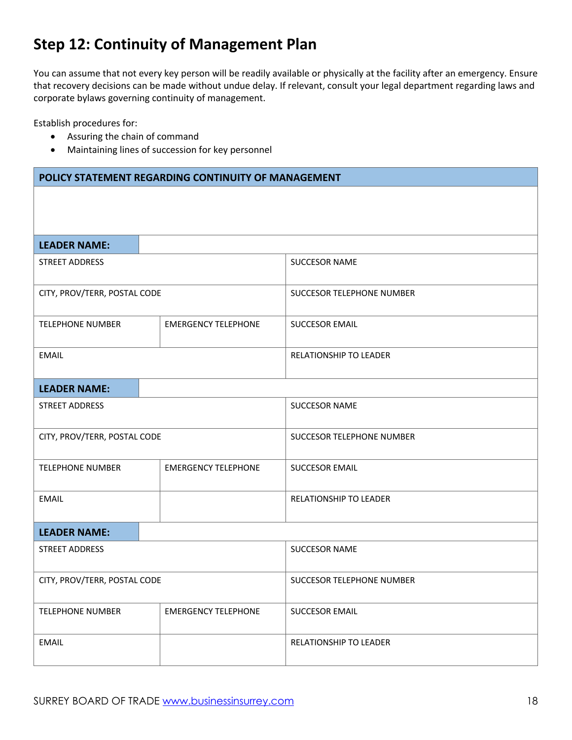## Step 12: Continuity of Management Plan

You can assume that not every key person will be readily available or physically at the facility after an emergency. Ensure that recovery decisions can be made without undue delay. If relevant, consult your legal department regarding laws and corporate bylaws governing continuity of management.

Establish procedures for:

- Assuring the chain of command
- Maintaining lines of succession for key personnel

| **POLICY STATEMENT REGARDING CONTINUITY OF MANAGEMENT** | | |
|---|---|---|
| | | |
| **LEADER NAME:** | | |
| STREET ADDRESS | | SUCCESOR NAME |
| CITY, PROV/TERR, POSTAL CODE | | SUCCESOR TELEPHONE NUMBER |
| TELEPHONE NUMBER | EMERGENCY TELEPHONE | SUCCESOR EMAIL |
| EMAIL | | RELATIONSHIP TO LEADER |
| **LEADER NAME:** | | |
| STREET ADDRESS | | SUCCESOR NAME |
| CITY, PROV/TERR, POSTAL CODE | | SUCCESOR TELEPHONE NUMBER |
| TELEPHONE NUMBER | EMERGENCY TELEPHONE | SUCCESOR EMAIL |
| EMAIL | | RELATIONSHIP TO LEADER |
| **LEADER NAME:** | | |
| STREET ADDRESS | | SUCCESOR NAME |
| CITY, PROV/TERR, POSTAL CODE | | SUCCESOR TELEPHONE NUMBER |
| TELEPHONE NUMBER | EMERGENCY TELEPHONE | SUCCESOR EMAIL |
| EMAIL | | RELATIONSHIP TO LEADER |

SURREY BOARD OF TRADE [www.businessinsurrey.com](http://www.businessinsurrey.com)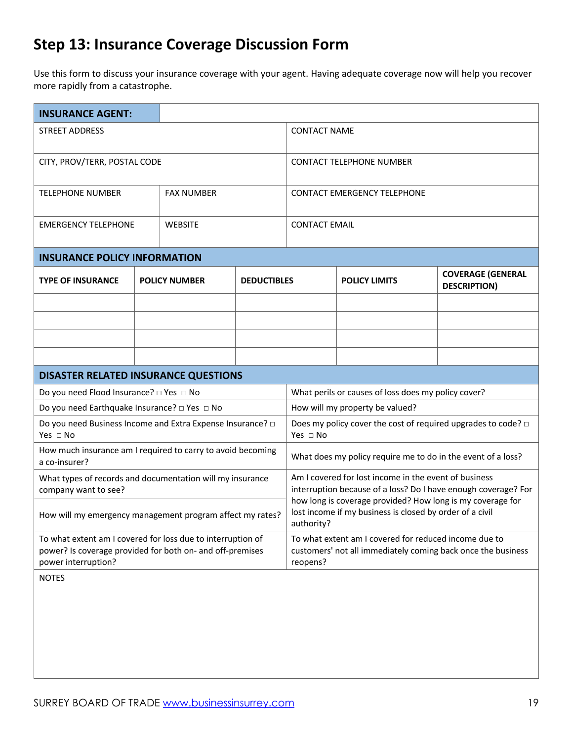# Step 13: Insurance Coverage Discussion Form

Use this form to discuss your insurance coverage with your agent. Having adequate coverage now will help you recover more rapidly from a catastrophe.

| **INSURANCE AGENT:** | | |
|---|---|---|
| STREET ADDRESS | | CONTACT NAME |
| CITY, PROV/TERR, POSTAL CODE | | CONTACT TELEPHONE NUMBER |
| TELEPHONE NUMBER | FAX NUMBER | CONTACT EMERGENCY TELEPHONE |
| EMERGENCY TELEPHONE | WEBSITE | CONTACT EMAIL |

**INSURANCE POLICY INFORMATION**

| TYPE OF INSURANCE | POLICY NUMBER | DEDUCTIBLES | POLICY LIMITS | COVERAGE (GENERAL DESCRIPTION) |
|---|---|---|---|---|
| | | | | |
| | | | | |
| | | | | |
| | | | | |

**DISASTER RELATED INSURANCE QUESTIONS**

| | |
|---|---|
| Do you need Flood Insurance? □ Yes □ No | What perils or causes of loss does my policy cover? |
| Do you need Earthquake Insurance? □ Yes □ No | How will my property be valued? |
| Do you need Business Income and Extra Expense Insurance? □ Yes □ No | Does my policy cover the cost of required upgrades to code? □ Yes □ No |
| How much insurance am I required to carry to avoid becoming a co-insurer? | What does my policy require me to do in the event of a loss? |
| What types of records and documentation will my insurance company want to see? | Am I covered for lost income in the event of business interruption because of a loss? Do I have enough coverage? For how long is coverage provided? How long is my coverage for lost income if my business is closed by order of a civil authority? |
| How will my emergency management program affect my rates? | |
| To what extent am I covered for loss due to interruption of power? Is coverage provided for both on- and off-premises power interruption? | To what extent am I covered for reduced income due to customers' not all immediately coming back once the business reopens? |

NOTES

SURREY BOARD OF TRADE www.businessinsurrey.com